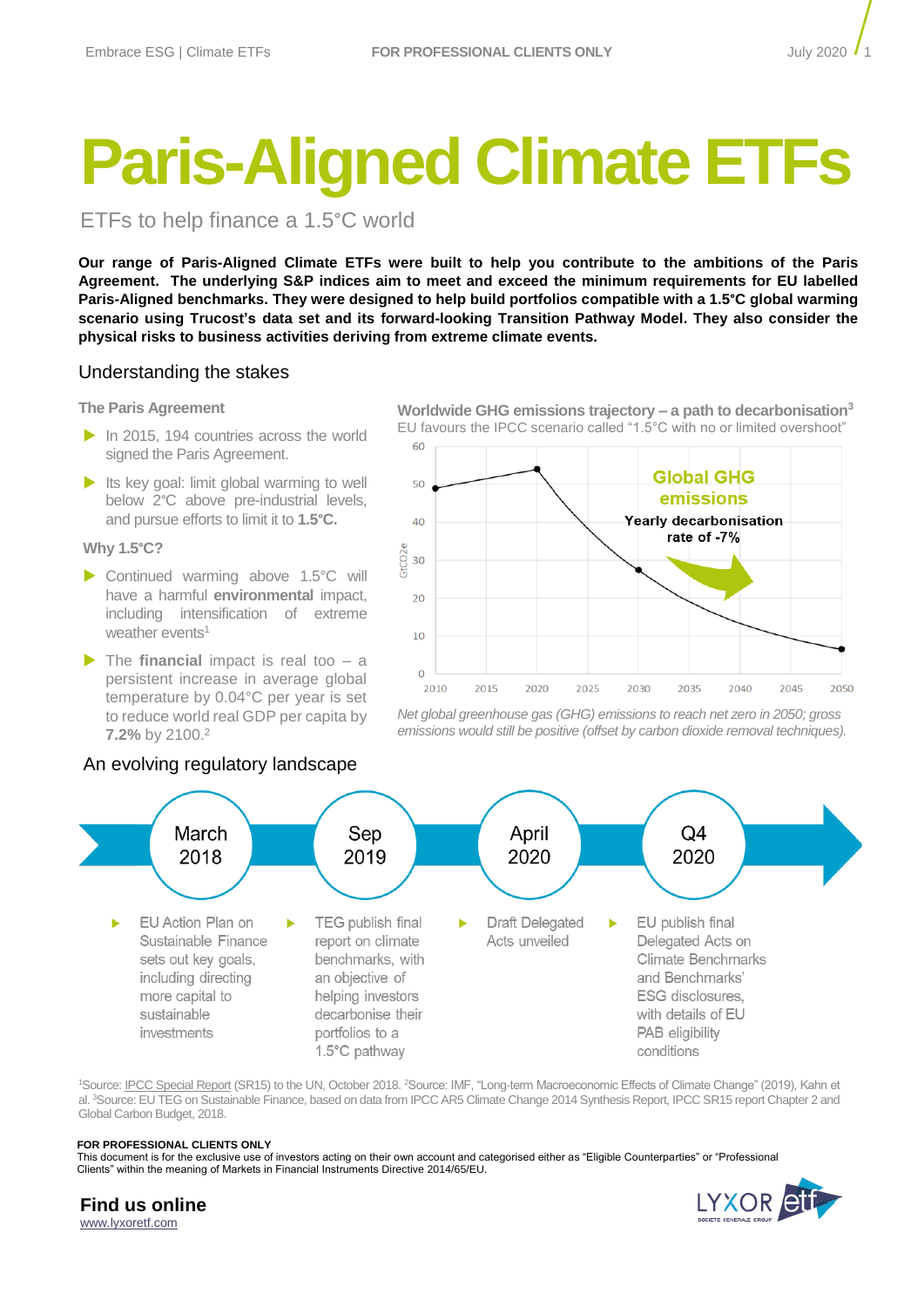# Paris-Aligned Climate ETFs

ETFs to help finance a 1.5°C world

**Our range of Paris-Aligned Climate ETFs were built to help you contribute to the ambitions of the Paris Agreement. The underlying S&P indices aim to meet and exceed the minimum requirements for EU labelled Paris-Aligned benchmarks. They were designed to help build portfolios compatible with a 1.5°C global warming scenario using Trucost's data set and its forward-looking Transition Pathway Model. They also consider the physical risks to business activities deriving from extreme climate events.**

## Understanding the stakes

### The Paris Agreement

- In 2015, 194 countries across the world signed the Paris Agreement.
- Its key goal: limit global warming to well below 2°C above pre-industrial levels, and pursue efforts to limit it to **1.5°C.**

### Why 1.5°C?

- Continued warming above 1.5°C will have a harmful **environmental** impact, including intensification of extreme weather events[1]
- The **financial** impact is real too – a persistent increase in average global temperature by 0.04°C per year is set to reduce world real GDP per capita by **7.2%** by 2100.[2]

**Worldwide GHG emissions trajectory – a path to decarbonisation[3]**

EU favours the IPCC scenario called "1.5°C with no or limited overshoot"

*Net global greenhouse gas (GHG) emissions to reach net zero in 2050; gross emissions would still be positive (offset by carbon dioxide removal techniques).*

## An evolving regulatory landscape

- **March 2018:** EU Action Plan on Sustainable Finance sets out key goals, including directing more capital to sustainable investments
- **Sep 2019:** TEG publish final report on climate benchmarks, with an objective of helping investors decarbonise their portfolios to a 1.5°C pathway
- **April 2020:** Draft Delegated Acts unveiled
- **Q4 2020:** EU publish final Delegated Acts on Climate Benchmarks and Benchmarks' ESG disclosures, with details of EU PAB eligibility conditions

[1]Source: IPCC Special Report (SR15) to the UN, October 2018. [2]Source: IMF, "Long-term Macroeconomic Effects of Climate Change" (2019), Kahn et al. [3]Source: EU TEG on Sustainable Finance, based on data from IPCC AR5 Climate Change 2014 Synthesis Report, IPCC SR15 report Chapter 2 and Global Carbon Budget, 2018.

**FOR PROFESSIONAL CLIENTS ONLY**

This document is for the exclusive use of investors acting on their own account and categorised either as "Eligible Counterparties" or "Professional Clients" within the meaning of Markets in Financial Instruments Directive 2014/65/EU.

**Find us online**

www.lyxoretf.com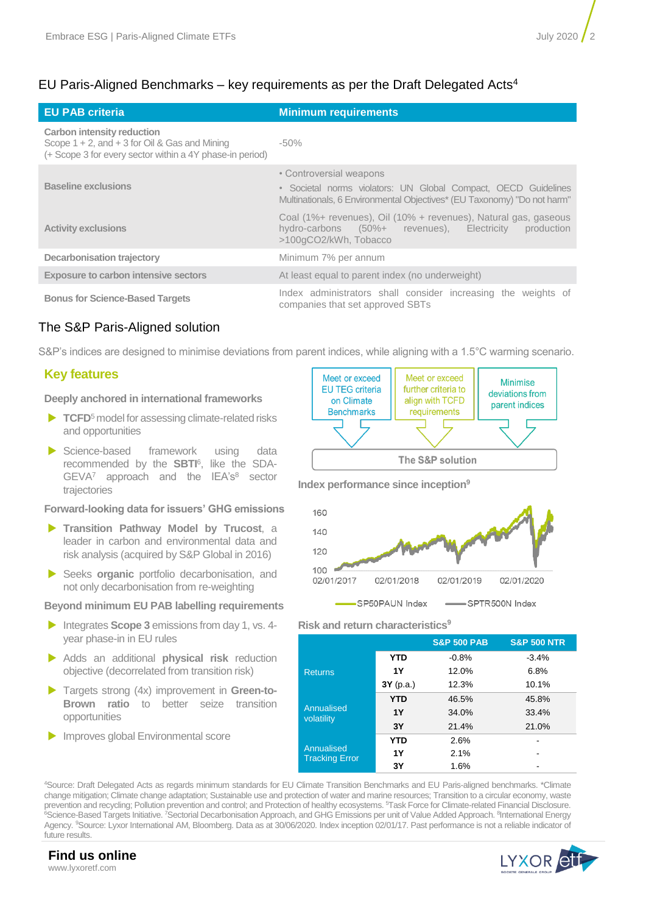## EU Paris-Aligned Benchmarks – key requirements as per the Draft Delegated Acts[4]

| EU PAB criteria | Minimum requirements |
|---|---|
| **Carbon intensity reduction** Scope 1 + 2, and + 3 for Oil & Gas and Mining (+ Scope 3 for every sector within a 4Y phase-in period) | -50% |
| **Baseline exclusions** | • Controversial weapons • Societal norms violators: UN Global Compact, OECD Guidelines Multinationals, 6 Environmental Objectives* (EU Taxonomy) "Do not harm" |
| **Activity exclusions** | Coal (1%+ revenues), Oil (10% + revenues), Natural gas, gaseous hydro-carbons (50%+ revenues), Electricity production >100gCO2/kWh, Tobacco |
| **Decarbonisation trajectory** | Minimum 7% per annum |
| **Exposure to carbon intensive sectors** | At least equal to parent index (no underweight) |
| **Bonus for Science-Based Targets** | Index administrators shall consider increasing the weights of companies that set approved SBTs |

## The S&P Paris-Aligned solution

S&P's indices are designed to minimise deviations from parent indices, while aligning with a 1.5°C warming scenario.

### Key features

**Deeply anchored in international frameworks**

- **TCFD**[5] model for assessing climate-related risks and opportunities
- Science-based framework using data recommended by the **SBTI**[6], like the SDA-GEVA[7] approach and the IEA's[8] sector trajectories

**Forward-looking data for issuers' GHG emissions**

- **Transition Pathway Model by Trucost**, a leader in carbon and environmental data and risk analysis (acquired by S&P Global in 2016)
- Seeks **organic** portfolio decarbonisation, and not only decarbonisation from re-weighting

**Beyond minimum EU PAB labelling requirements**

- Integrates **Scope 3** emissions from day 1, vs. 4-year phase-in in EU rules
- Adds an additional **physical risk** reduction objective (decorrelated from transition risk)
- Targets strong (4x) improvement in **Green-to-Brown ratio** to better seize transition opportunities
- Improves global Environmental score

Meet or exceed EU TEG criteria on Climate Benchmarks → Meet or exceed further criteria to align with TCFD requirements → Minimise deviations from parent indices → **The S&P solution**

**Index performance since inception**[9]

SP50PAUN Index / SPTR500N Index (02/01/2017 – 02/01/2020)

**Risk and return characteristics**[9]

| | | S&P 500 PAB | S&P 500 NTR |
|---|---|---|---|
| Returns | YTD | -0.8% | -3.4% |
| | 1Y | 12.0% | 6.8% |
| | 3Y (p.a.) | 12.3% | 10.1% |
| Annualised volatility | YTD | 46.5% | 45.8% |
| | 1Y | 34.0% | 33.4% |
| | 3Y | 21.4% | 21.0% |
| Annualised Tracking Error | YTD | 2.6% | - |
| | 1Y | 2.1% | - |
| | 3Y | 1.6% | - |

[4]Source: Draft Delegated Acts as regards minimum standards for EU Climate Transition Benchmarks and EU Paris-aligned benchmarks. *Climate change mitigation; Climate change adaptation; Sustainable use and protection of water and marine resources; Transition to a circular economy, waste prevention and recycling; Pollution prevention and control; and Protection of healthy ecosystems. [5]Task Force for Climate-related Financial Disclosure. [6]Science-Based Targets Initiative. [7]Sectorial Decarbonisation Approach, and GHG Emissions per unit of Value Added Approach. [8]International Energy Agency. [9]Source: Lyxor International AM, Bloomberg. Data as at 30/06/2020. Index inception 02/01/17. Past performance is not a reliable indicator of future results.

**Find us online**
www.lyxoretf.com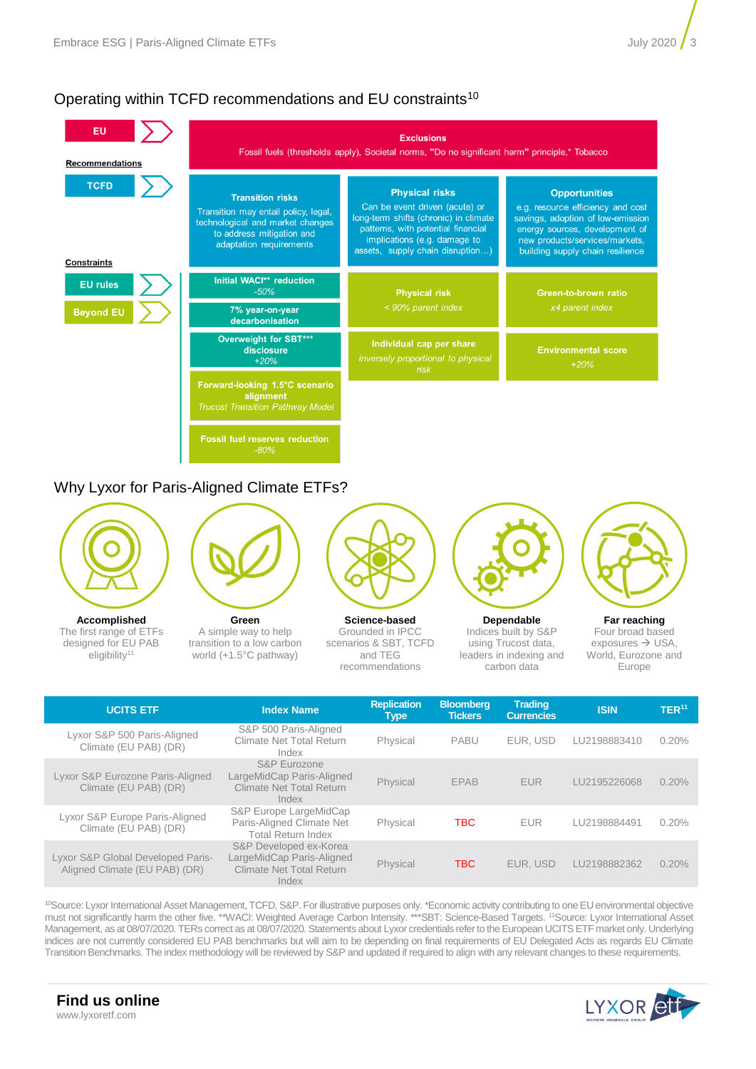## Operating within TCFD recommendations and EU constraints[10]

**EU**

**Exclusions**

Fossil fuels (thresholds apply), Societal norms, "Do no significant harm" principle,* Tobacco

**Recommendations**

**TCFD**

**Transition risks**

Transition may entail policy, legal, technological and market changes to address mitigation and adaptation requirements

**Physical risks**

Can be event driven (acute) or long-term shifts (chronic) in climate patterns, with potential financial implications (e.g. damage to assets, supply chain disruption…)

**Opportunities**

e.g. resource efficiency and cost savings, adoption of low-emission energy sources, development of new products/services/markets, building supply chain resilience

**Constraints**

**EU rules**

**Beyond EU**

**Initial WACI** reduction**
*-50%*

**7% year-on-year decarbonisation**

**Overweight for SBT*** disclosure**
*+20%*

**Forward-looking 1.5°C scenario alignment**
*Trucost Transition Pathway Model*

**Fossil fuel reserves reduction**
*-80%*

**Physical risk**
*< 90% parent index*

**Individual cap per share**
*inversely proportional to physical risk*

**Green-to-brown ratio**
*x4 parent index*

**Environmental score**
*+20%*

## Why Lyxor for Paris-Aligned Climate ETFs?

**Accomplished**
The first range of ETFs designed for EU PAB eligibility[11]

**Green**
A simple way to help transition to a low carbon world (+1.5°C pathway)

**Science-based**
Grounded in IPCC scenarios & SBT, TCFD and TEG recommendations

**Dependable**
Indices built by S&P using Trucost data, leaders in indexing and carbon data

**Far reaching**
Four broad based exposures → USA, World, Eurozone and Europe

| UCITS ETF | Index Name | Replication Type | Bloomberg Tickers | Trading Currencies | ISIN | TER[11] |
|---|---|---|---|---|---|---|
| Lyxor S&P 500 Paris-Aligned Climate (EU PAB) (DR) | S&P 500 Paris-Aligned Climate Net Total Return Index | Physical | PABU | EUR, USD | LU2198883410 | 0.20% |
| Lyxor S&P Eurozone Paris-Aligned Climate (EU PAB) (DR) | S&P Eurozone LargeMidCap Paris-Aligned Climate Net Total Return Index | Physical | EPAB | EUR | LU2195226068 | 0.20% |
| Lyxor S&P Europe Paris-Aligned Climate (EU PAB) (DR) | S&P Europe LargeMidCap Paris-Aligned Climate Net Total Return Index | Physical | TBC | EUR | LU2198884491 | 0.20% |
| Lyxor S&P Global Developed Paris-Aligned Climate (EU PAB) (DR) | S&P Developed ex-Korea LargeMidCap Paris-Aligned Climate Net Total Return Index | Physical | TBC | EUR, USD | LU2198882362 | 0.20% |

[10]Source: Lyxor International Asset Management, TCFD, S&P. For illustrative purposes only. *Economic activity contributing to one EU environmental objective must not significantly harm the other five. **WACI: Weighted Average Carbon Intensity. ***SBT: Science-Based Targets. [11]Source: Lyxor International Asset Management, as at 08/07/2020. TERs correct as at 08/07/2020. Statements about Lyxor credentials refer to the European UCITS ETF market only. Underlying indices are not currently considered EU PAB benchmarks but will aim to be depending on final requirements of EU Delegated Acts as regards EU Climate Transition Benchmarks. The index methodology will be reviewed by S&P and updated if required to align with any relevant changes to these requirements.

**Find us online**
www.lyxoretf.com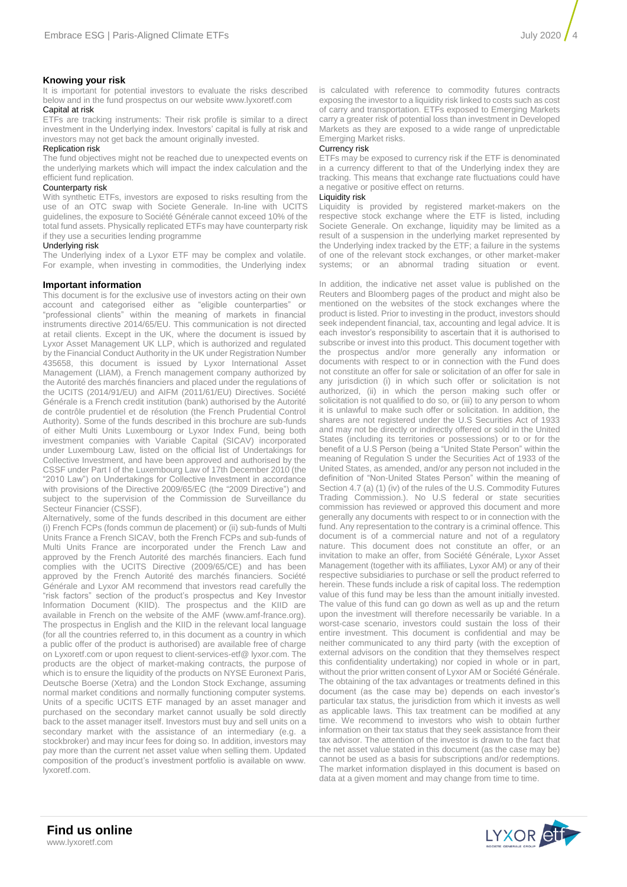## Knowing your risk

It is important for potential investors to evaluate the risks described below and in the fund prospectus on our website www.lyxoretf.com

### Capital at risk

ETFs are tracking instruments: Their risk profile is similar to a direct investment in the Underlying index. Investors' capital is fully at risk and investors may not get back the amount originally invested.

### Replication risk

The fund objectives might not be reached due to unexpected events on the underlying markets which will impact the index calculation and the efficient fund replication.

### Counterparty risk

With synthetic ETFs, investors are exposed to risks resulting from the use of an OTC swap with Societe Generale. In-line with UCITS guidelines, the exposure to Société Générale cannot exceed 10% of the total fund assets. Physically replicated ETFs may have counterparty risk if they use a securities lending programme

### Underlying risk

The Underlying index of a Lyxor ETF may be complex and volatile. For example, when investing in commodities, the Underlying index is calculated with reference to commodity futures contracts exposing the investor to a liquidity risk linked to costs such as cost of carry and transportation. ETFs exposed to Emerging Markets carry a greater risk of potential loss than investment in Developed Markets as they are exposed to a wide range of unpredictable Emerging Market risks.

### Currency risk

ETFs may be exposed to currency risk if the ETF is denominated in a currency different to that of the Underlying index they are tracking. This means that exchange rate fluctuations could have a negative or positive effect on returns.

### Liquidity risk

Liquidity is provided by registered market-makers on the respective stock exchange where the ETF is listed, including Societe Generale. On exchange, liquidity may be limited as a result of a suspension in the underlying market represented by the Underlying index tracked by the ETF; a failure in the systems of one of the relevant stock exchanges, or other market-maker systems; or an abnormal trading situation or event.

## Important information

This document is for the exclusive use of investors acting on their own account and categorised either as "eligible counterparties" or "professional clients" within the meaning of markets in financial instruments directive 2014/65/EU. This communication is not directed at retail clients. Except in the UK, where the document is issued by Lyxor Asset Management UK LLP, which is authorized and regulated by the Financial Conduct Authority in the UK under Registration Number 435658, this document is issued by Lyxor International Asset Management (LIAM), a French management company authorized by the Autorité des marchés financiers and placed under the regulations of the UCITS (2014/91/EU) and AIFM (2011/61/EU) Directives. Société Générale is a French credit institution (bank) authorised by the Autorité de contrôle prudentiel et de résolution (the French Prudential Control Authority). Some of the funds described in this brochure are sub-funds of either Multi Units Luxembourg or Lyxor Index Fund, being both investment companies with Variable Capital (SICAV) incorporated under Luxembourg Law, listed on the official list of Undertakings for Collective Investment, and have been approved and authorised by the CSSF under Part I of the Luxembourg Law of 17th December 2010 (the "2010 Law") on Undertakings for Collective Investment in accordance with provisions of the Directive 2009/65/EC (the "2009 Directive") and subject to the supervision of the Commission de Surveillance du Secteur Financier (CSSF).

Alternatively, some of the funds described in this document are either (i) French FCPs (fonds commun de placement) or (ii) sub-funds of Multi Units France a French SICAV, both the French FCPs and sub-funds of Multi Units France are incorporated under the French Law and approved by the French Autorité des marchés financiers. Each fund complies with the UCITS Directive (2009/65/CE) and has been approved by the French Autorité des marchés financiers. Société Générale and Lyxor AM recommend that investors read carefully the "risk factors" section of the product's prospectus and Key Investor Information Document (KIID). The prospectus and the KIID are available in French on the website of the AMF (www.amf-france.org). The prospectus in English and the KIID in the relevant local language (for all the countries referred to, in this document as a country in which a public offer of the product is authorised) are available free of charge on Lyxoretf.com or upon request to client-services-etf@ lyxor.com. The products are the object of market-making contracts, the purpose of which is to ensure the liquidity of the products on NYSE Euronext Paris, Deutsche Boerse (Xetra) and the London Stock Exchange, assuming normal market conditions and normally functioning computer systems. Units of a specific UCITS ETF managed by an asset manager and purchased on the secondary market cannot usually be sold directly back to the asset manager itself. Investors must buy and sell units on a secondary market with the assistance of an intermediary (e.g. a stockbroker) and may incur fees for doing so. In addition, investors may pay more than the current net asset value when selling them. Updated composition of the product's investment portfolio is available on www. lyxoretf.com.

In addition, the indicative net asset value is published on the Reuters and Bloomberg pages of the product and might also be mentioned on the websites of the stock exchanges where the product is listed. Prior to investing in the product, investors should seek independent financial, tax, accounting and legal advice. It is each investor's responsibility to ascertain that it is authorised to subscribe or invest into this product. This document together with the prospectus and/or more generally any information or documents with respect to or in connection with the Fund does not constitute an offer for sale or solicitation of an offer for sale in any jurisdiction (i) in which such offer or solicitation is not authorized, (ii) in which the person making such offer or solicitation is not qualified to do so, or (iii) to any person to whom it is unlawful to make such offer or solicitation. In addition, the shares are not registered under the U.S Securities Act of 1933 and may not be directly or indirectly offered or sold in the United States (including its territories or possessions) or to or for the benefit of a U.S Person (being a "United State Person" within the meaning of Regulation S under the Securities Act of 1933 of the United States, as amended, and/or any person not included in the definition of "Non-United States Person" within the meaning of Section 4.7 (a) (1) (iv) of the rules of the U.S. Commodity Futures Trading Commission.). No U.S federal or state securities commission has reviewed or approved this document and more generally any documents with respect to or in connection with the fund. Any representation to the contrary is a criminal offence. This document is of a commercial nature and not of a regulatory nature. This document does not constitute an offer, or an invitation to make an offer, from Société Générale, Lyxor Asset Management (together with its affiliates, Lyxor AM) or any of their respective subsidiaries to purchase or sell the product referred to herein. These funds include a risk of capital loss. The redemption value of this fund may be less than the amount initially invested. The value of this fund can go down as well as up and the return upon the investment will therefore necessarily be variable. In a worst-case scenario, investors could sustain the loss of their entire investment. This document is confidential and may be neither communicated to any third party (with the exception of external advisors on the condition that they themselves respect this confidentiality undertaking) nor copied in whole or in part, without the prior written consent of Lyxor AM or Société Générale. The obtaining of the tax advantages or treatments defined in this document (as the case may be) depends on each investor's particular tax status, the jurisdiction from which it invests as well as applicable laws. This tax treatment can be modified at any time. We recommend to investors who wish to obtain further information on their tax status that they seek assistance from their tax advisor. The attention of the investor is drawn to the fact that the net asset value stated in this document (as the case may be) cannot be used as a basis for subscriptions and/or redemptions. The market information displayed in this document is based on data at a given moment and may change from time to time.

**Find us online**
www.lyxoretf.com